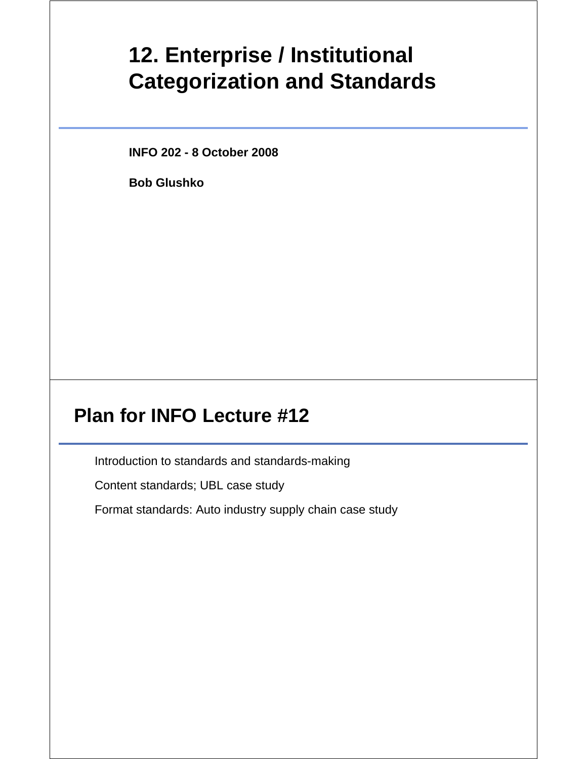# 12. Enterprise / Institutional Categorization and Standards

**INFO 202 - 8 October 2008**

**Bob Glushko**

## Plan for INFO Lecture #12

Introduction to standards and standards-making

Content standards; UBL case study

Format standards: Auto industry supply chain case study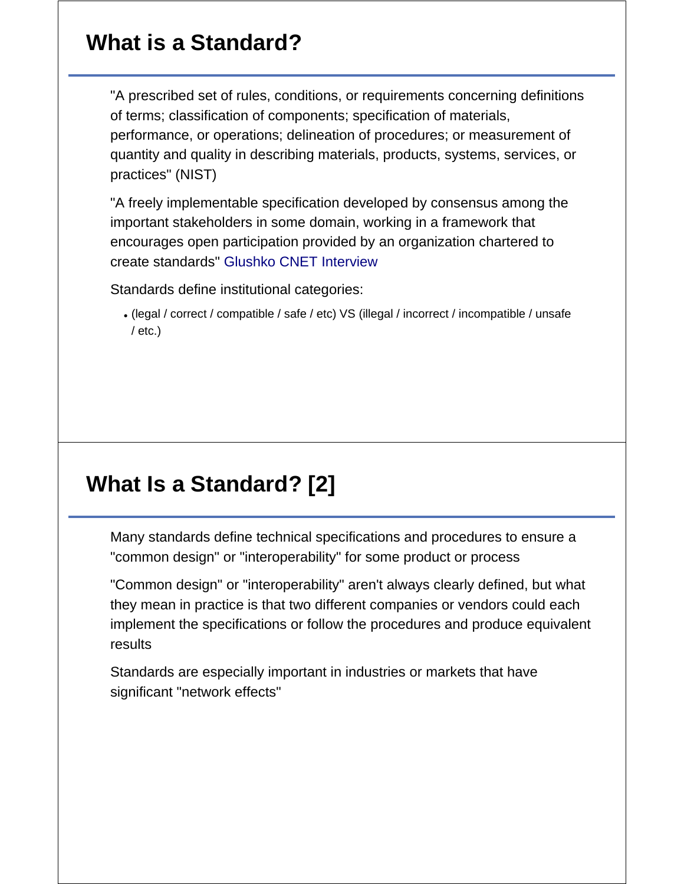## What is a Standard?

"A prescribed set of rules, conditions, or requirements concerning definitions of terms; classification of components; specification of materials, performance, or operations; delineation of procedures; or measurement of quantity and quality in describing materials, products, systems, services, or practices" (NIST)

"A freely implementable specification developed by consensus among the important stakeholders in some domain, working in a framework that encourages open participation provided by an organization chartered to create standards" Glushko CNET Interview

Standards define institutional categories:

- (legal / correct / compatible / safe / etc) VS (illegal / incorrect / incompatible / unsafe / etc.)

## What Is a Standard? [2]

Many standards define technical specifications and procedures to ensure a "common design" or "interoperability" for some product or process

"Common design" or "interoperability" aren't always clearly defined, but what they mean in practice is that two different companies or vendors could each implement the specifications or follow the procedures and produce equivalent results

Standards are especially important in industries or markets that have significant "network effects"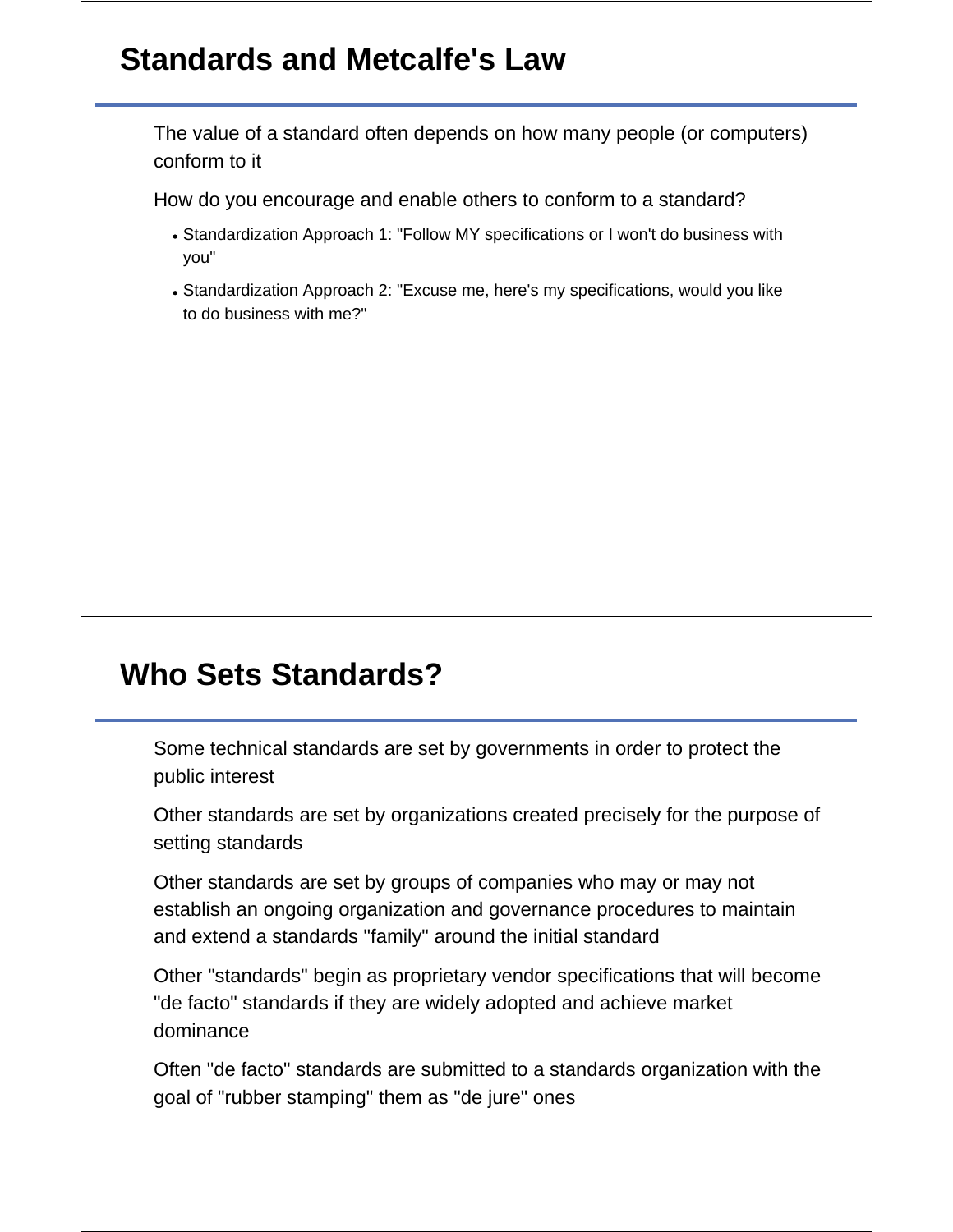## Standards and Metcalfe's Law

The value of a standard often depends on how many people (or computers) conform to it

How do you encourage and enable others to conform to a standard?

- Standardization Approach 1: "Follow MY specifications or I won't do business with you"
- Standardization Approach 2: "Excuse me, here's my specifications, would you like to do business with me?"

## Who Sets Standards?

Some technical standards are set by governments in order to protect the public interest

Other standards are set by organizations created precisely for the purpose of setting standards

Other standards are set by groups of companies who may or may not establish an ongoing organization and governance procedures to maintain and extend a standards "family" around the initial standard

Other "standards" begin as proprietary vendor specifications that will become "de facto" standards if they are widely adopted and achieve market dominance

Often "de facto" standards are submitted to a standards organization with the goal of "rubber stamping" them as "de jure" ones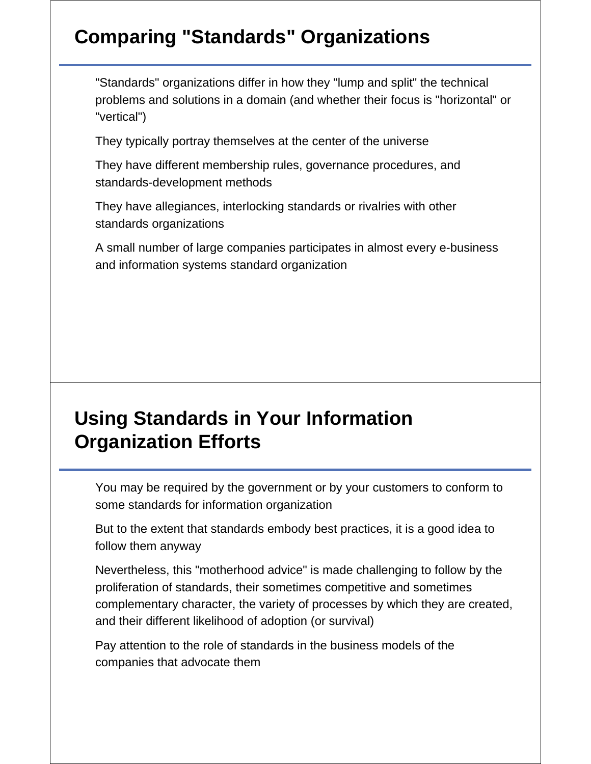## Comparing "Standards" Organizations

"Standards" organizations differ in how they "lump and split" the technical problems and solutions in a domain (and whether their focus is "horizontal" or "vertical")

They typically portray themselves at the center of the universe

They have different membership rules, governance procedures, and standards-development methods

They have allegiances, interlocking standards or rivalries with other standards organizations

A small number of large companies participates in almost every e-business and information systems standard organization

## Using Standards in Your Information Organization Efforts

You may be required by the government or by your customers to conform to some standards for information organization

But to the extent that standards embody best practices, it is a good idea to follow them anyway

Nevertheless, this "motherhood advice" is made challenging to follow by the proliferation of standards, their sometimes competitive and sometimes complementary character, the variety of processes by which they are created, and their different likelihood of adoption (or survival)

Pay attention to the role of standards in the business models of the companies that advocate them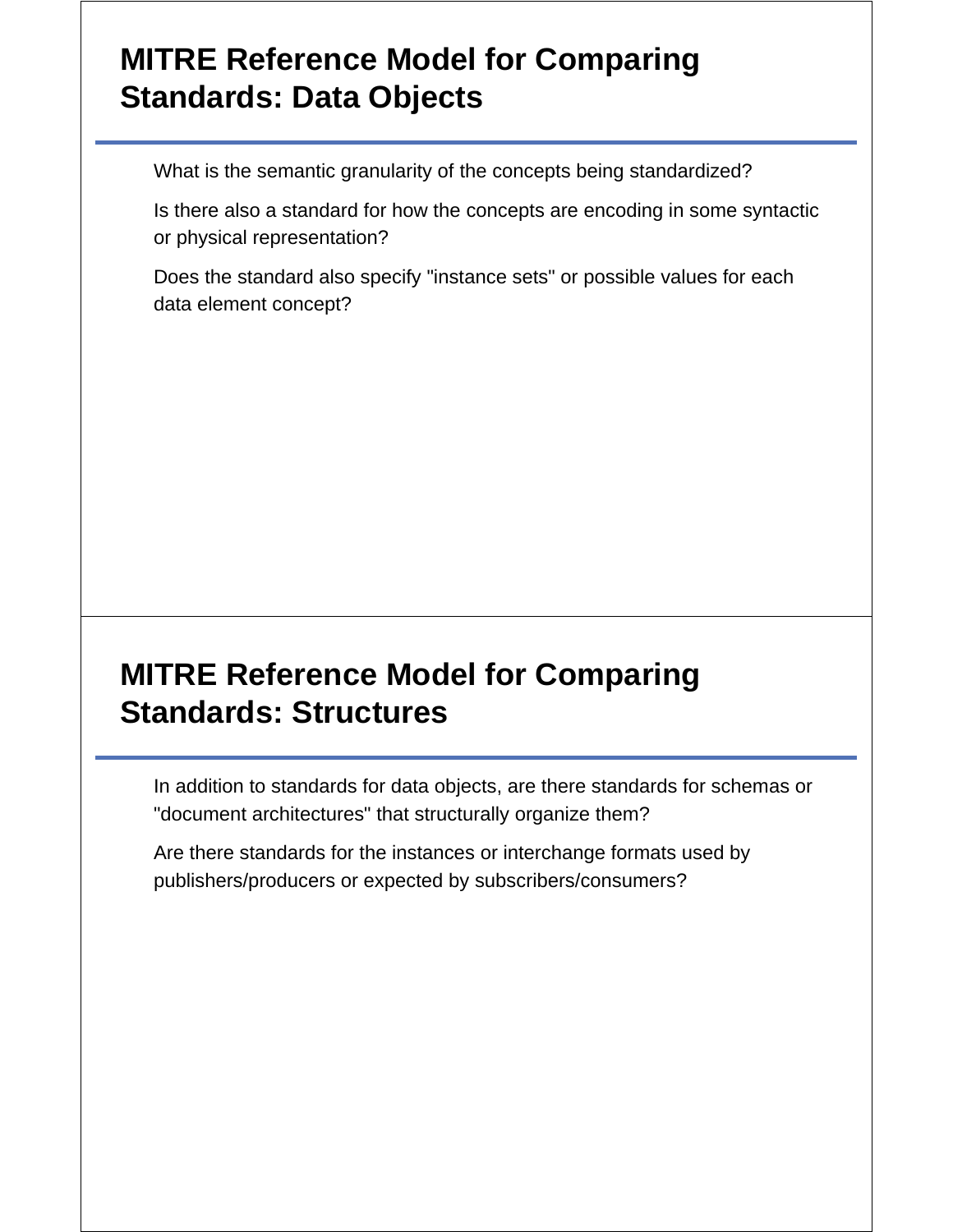## MITRE Reference Model for Comparing Standards: Data Objects

What is the semantic granularity of the concepts being standardized?

Is there also a standard for how the concepts are encoding in some syntactic or physical representation?

Does the standard also specify "instance sets" or possible values for each data element concept?

## MITRE Reference Model for Comparing Standards: Structures

In addition to standards for data objects, are there standards for schemas or "document architectures" that structurally organize them?

Are there standards for the instances or interchange formats used by publishers/producers or expected by subscribers/consumers?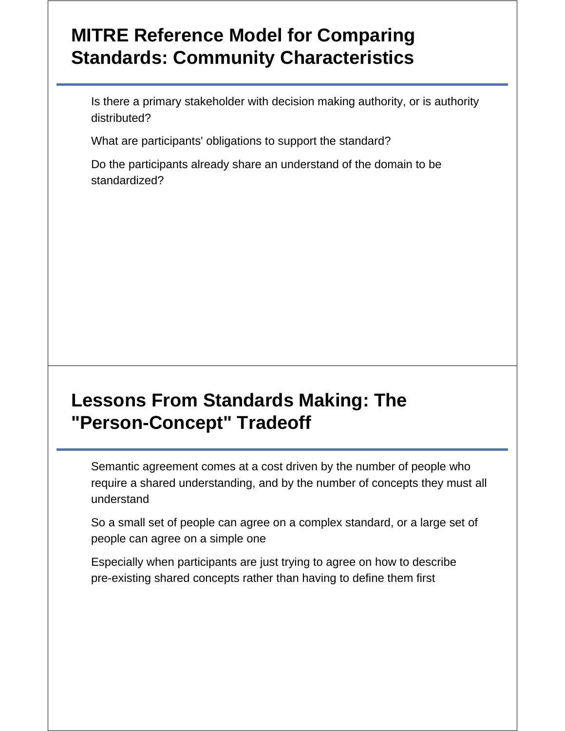## MITRE Reference Model for Comparing Standards: Community Characteristics

- Is there a primary stakeholder with decision making authority, or is authority distributed?
- What are participants' obligations to support the standard?
- Do the participants already share an understand of the domain to be standardized?

## Lessons From Standards Making: The "Person-Concept" Tradeoff

- Semantic agreement comes at a cost driven by the number of people who require a shared understanding, and by the number of concepts they must all understand
- So a small set of people can agree on a complex standard, or a large set of people can agree on a simple one
- Especially when participants are just trying to agree on how to describe pre-existing shared concepts rather than having to define them first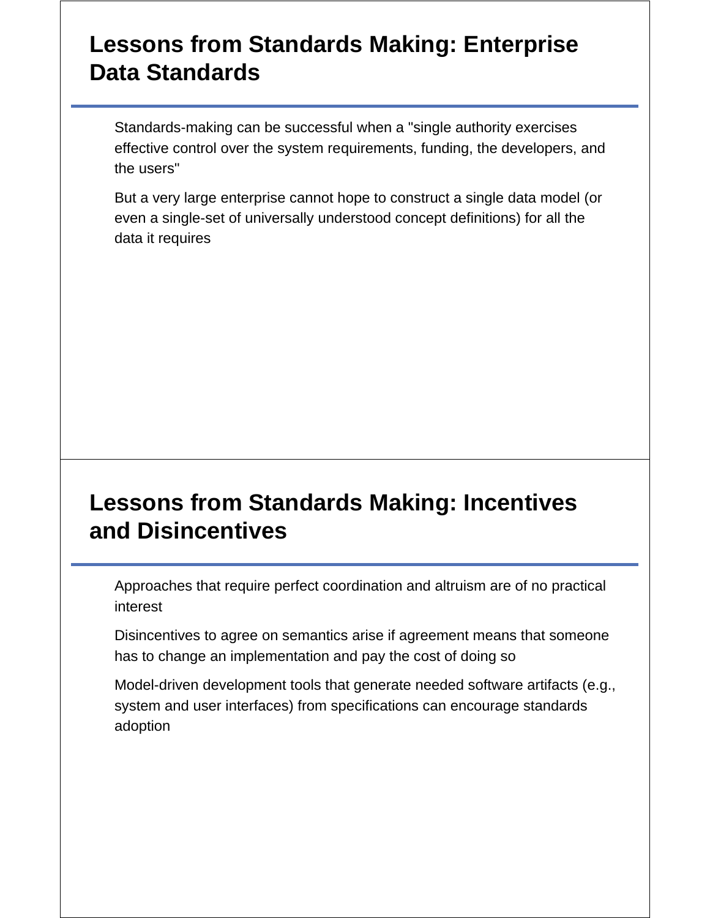## Lessons from Standards Making: Enterprise Data Standards

Standards-making can be successful when a "single authority exercises effective control over the system requirements, funding, the developers, and the users"

But a very large enterprise cannot hope to construct a single data model (or even a single-set of universally understood concept definitions) for all the data it requires

## Lessons from Standards Making: Incentives and Disincentives

Approaches that require perfect coordination and altruism are of no practical interest

Disincentives to agree on semantics arise if agreement means that someone has to change an implementation and pay the cost of doing so

Model-driven development tools that generate needed software artifacts (e.g., system and user interfaces) from specifications can encourage standards adoption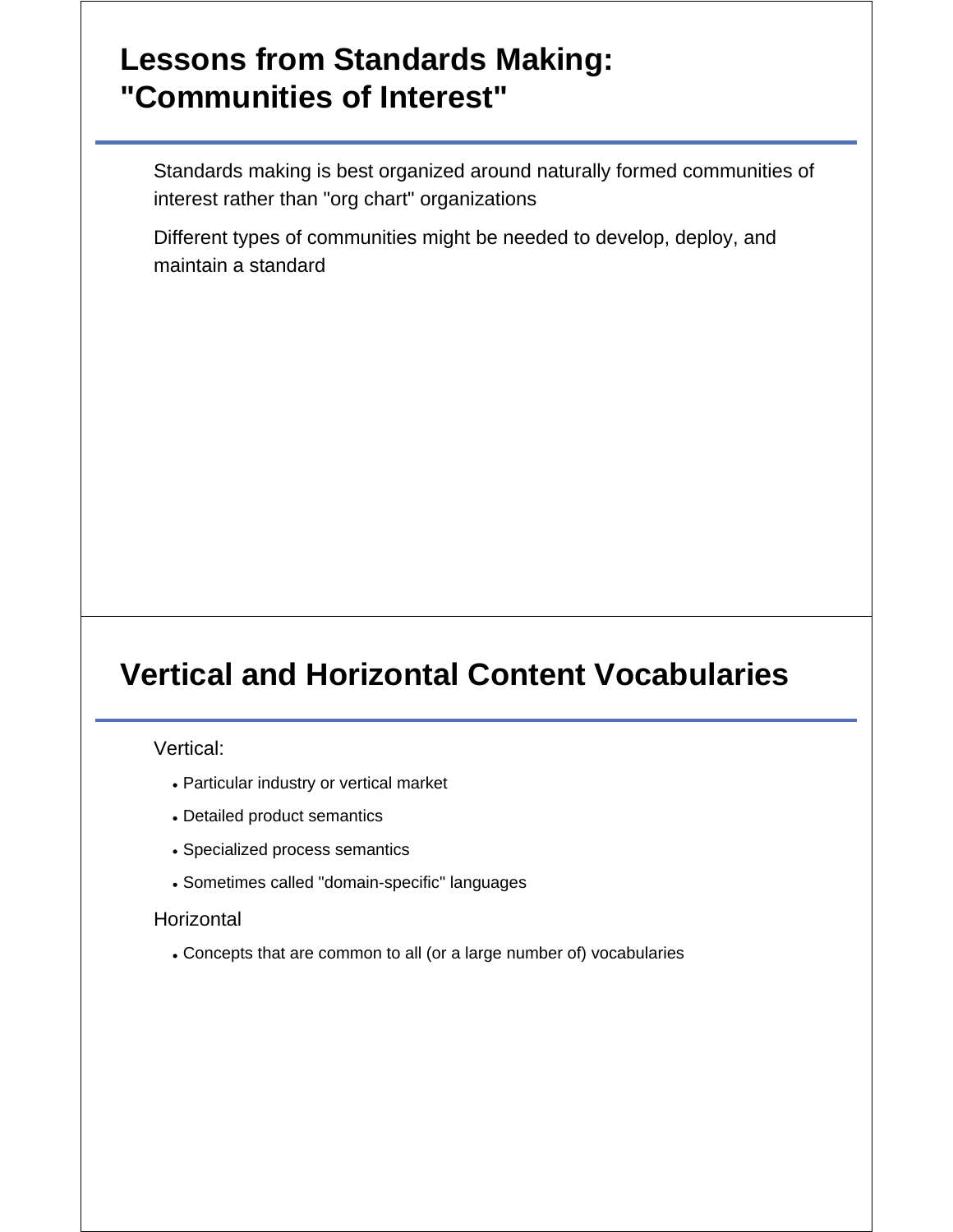## Lessons from Standards Making: "Communities of Interest"

Standards making is best organized around naturally formed communities of interest rather than "org chart" organizations

Different types of communities might be needed to develop, deploy, and maintain a standard

## Vertical and Horizontal Content Vocabularies

Vertical:

- Particular industry or vertical market
- Detailed product semantics
- Specialized process semantics
- Sometimes called "domain-specific" languages

Horizontal

- Concepts that are common to all (or a large number of) vocabularies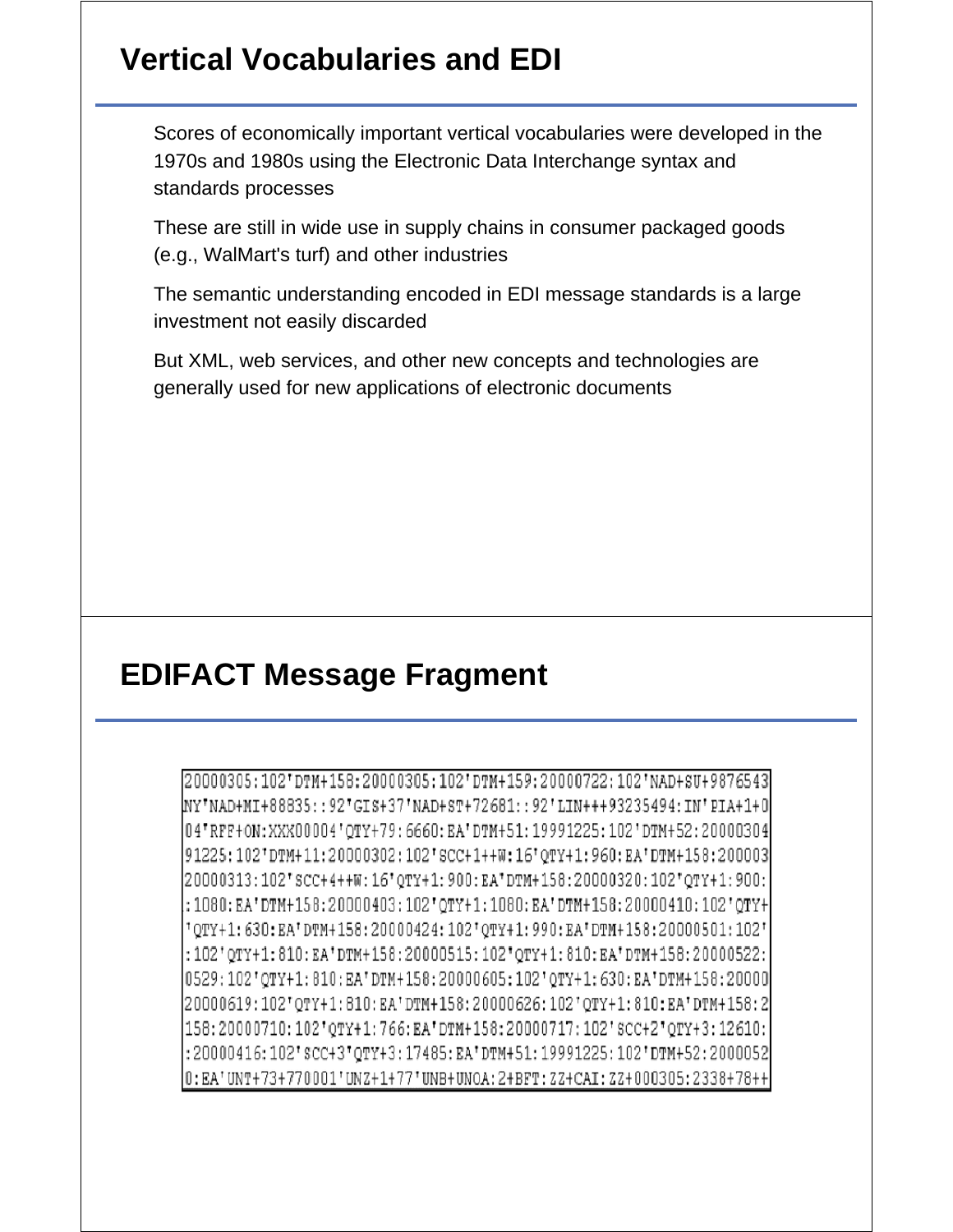## Vertical Vocabularies and EDI

Scores of economically important vertical vocabularies were developed in the 1970s and 1980s using the Electronic Data Interchange syntax and standards processes

These are still in wide use in supply chains in consumer packaged goods (e.g., WalMart's turf) and other industries

The semantic understanding encoded in EDI message standards is a large investment not easily discarded

But XML, web services, and other new concepts and technologies are generally used for new applications of electronic documents

## EDIFACT Message Fragment

```
20000305:102'DTM+158:20000305:102'DTM+159:20000722:102'NAD+SU+9876543
NY'NAD+MI+88835::92'GIS+37'NAD+ST+72681::92'LIN+++93235494:IN'PIA+1+0
04'RFF+ON:XXX00004'QTY+79:6660:EA'DTM+51:19991225:102'DTM+52:20000304
91225:102'DTM+11:20000302:102'SCC+1++W:16'QTY+1:960:EA'DTM+158:200003
20000313:102'SCC+4++W:16'QTY+1:900:EA'DTM+158:20000320:102'QTY+1:900:
:1080:EA'DTM+158:20000403:102'QTY+1:1080:EA'DTM+158:20000410:102'QTY+
'QTY+1:630:EA'DTM+158:20000424:102'QTY+1:990:EA'DTM+158:20000501:102'
:102'QTY+1:810:EA'DTM+158:20000515:102'QTY+1:810:EA'DTM+158:20000522:
0529:102'QTY+1:810:EA'DTM+158:20000605:102'QTY+1:630:EA'DTM+158:20000
20000619:102'QTY+1:810:EA'DTM+158:20000626:102'QTY+1:810:EA'DTM+158:2
158:20000710:102'QTY+1:766:EA'DTM+158:20000717:102'SCC+2'QTY+3:12610:
:20000416:102'SCC+3'QTY+3:17485:EA'DTM+51:19991225:102'DTM+52:2000052
0:EA'UNT+73+770001'UNZ+1+77'UNB+UNOA:2+BFT:ZZ+CAI:ZZ+000305:2338+78++
```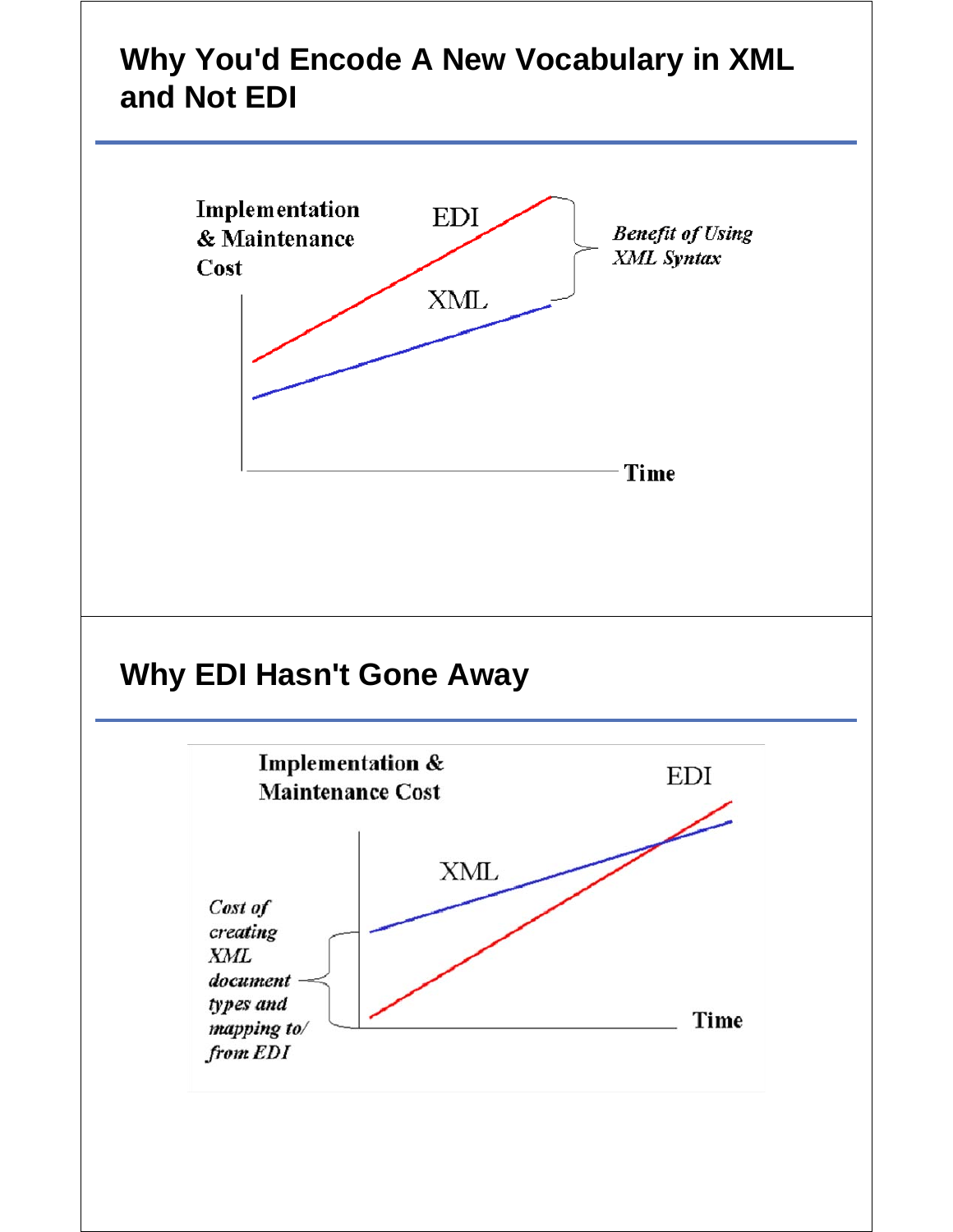## Why You'd Encode A New Vocabulary in XML and Not EDI

Implementation & Maintenance Cost

EDI

XML

*Benefit of Using XML Syntax*

Time

## Why EDI Hasn't Gone Away

Implementation & Maintenance Cost

EDI

XML

*Cost of creating XML document types and mapping to/ from EDI*

Time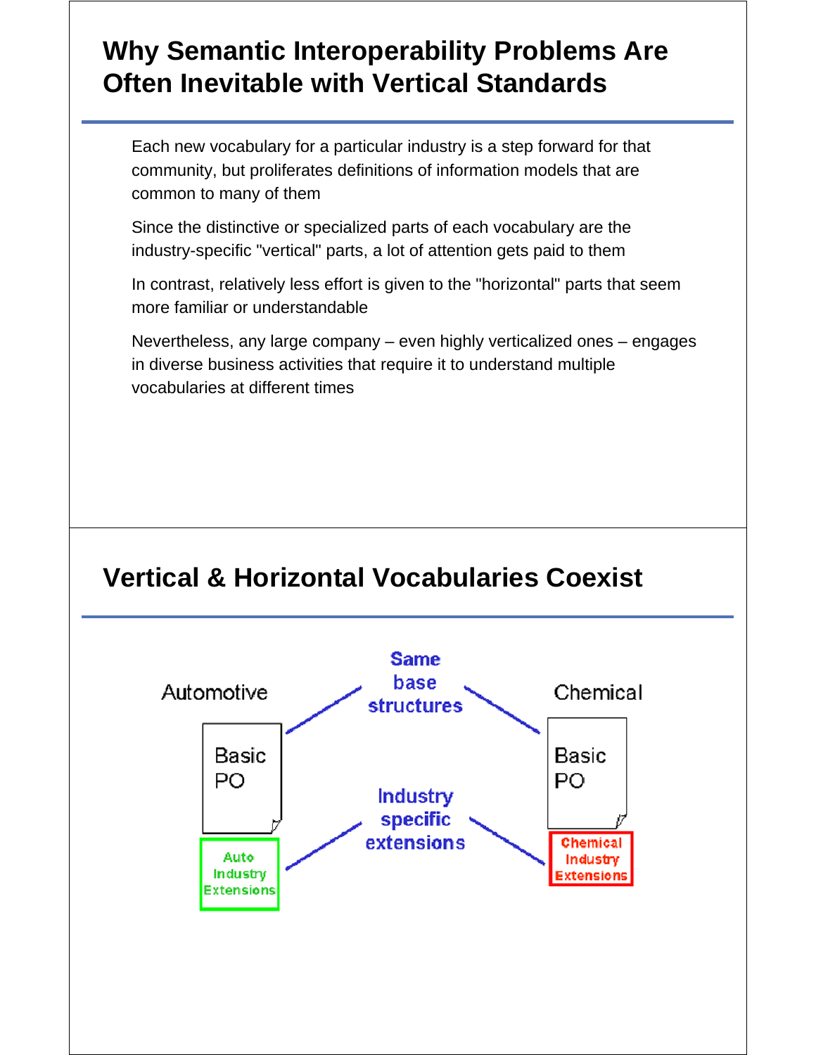## Why Semantic Interoperability Problems Are Often Inevitable with Vertical Standards

Each new vocabulary for a particular industry is a step forward for that community, but proliferates definitions of information models that are common to many of them

Since the distinctive or specialized parts of each vocabulary are the industry-specific "vertical" parts, a lot of attention gets paid to them

In contrast, relatively less effort is given to the "horizontal" parts that seem more familiar or understandable

Nevertheless, any large company – even highly verticalized ones – engages in diverse business activities that require it to understand multiple vocabularies at different times

## Vertical & Horizontal Vocabularies Coexist

Automotive

Basic PO

Auto Industry Extensions

Same base structures

Industry specific extensions

Chemical

Basic PO

Chemical Industry Extensions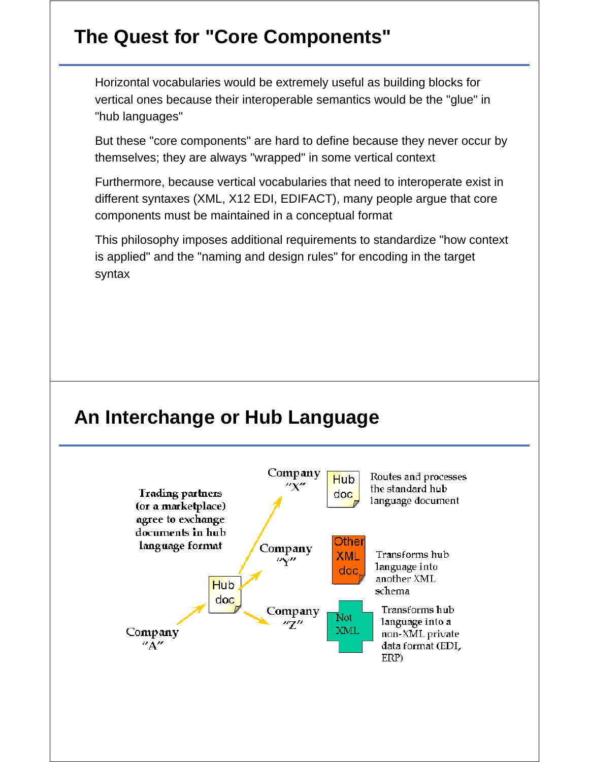# The Quest for "Core Components"

Horizontal vocabularies would be extremely useful as building blocks for vertical ones because their interoperable semantics would be the "glue" in "hub languages"

But these "core components" are hard to define because they never occur by themselves; they are always "wrapped" in some vertical context

Furthermore, because vertical vocabularies that need to interoperate exist in different syntaxes (XML, X12 EDI, EDIFACT), many people argue that core components must be maintained in a conceptual format

This philosophy imposes additional requirements to standardize "how context is applied" and the "naming and design rules" for encoding in the target syntax

# An Interchange or Hub Language

Trading partners (or a marketplace) agree to exchange documents in hub language format

Company "A"

Hub doc

Company "X" — Hub doc — Routes and processes the standard hub language document

Company "Y" — Other XML doc — Transforms hub language into another XML schema

Company "Z" — Not XML — Transforms hub language into a non-XML private data format (EDI, ERP)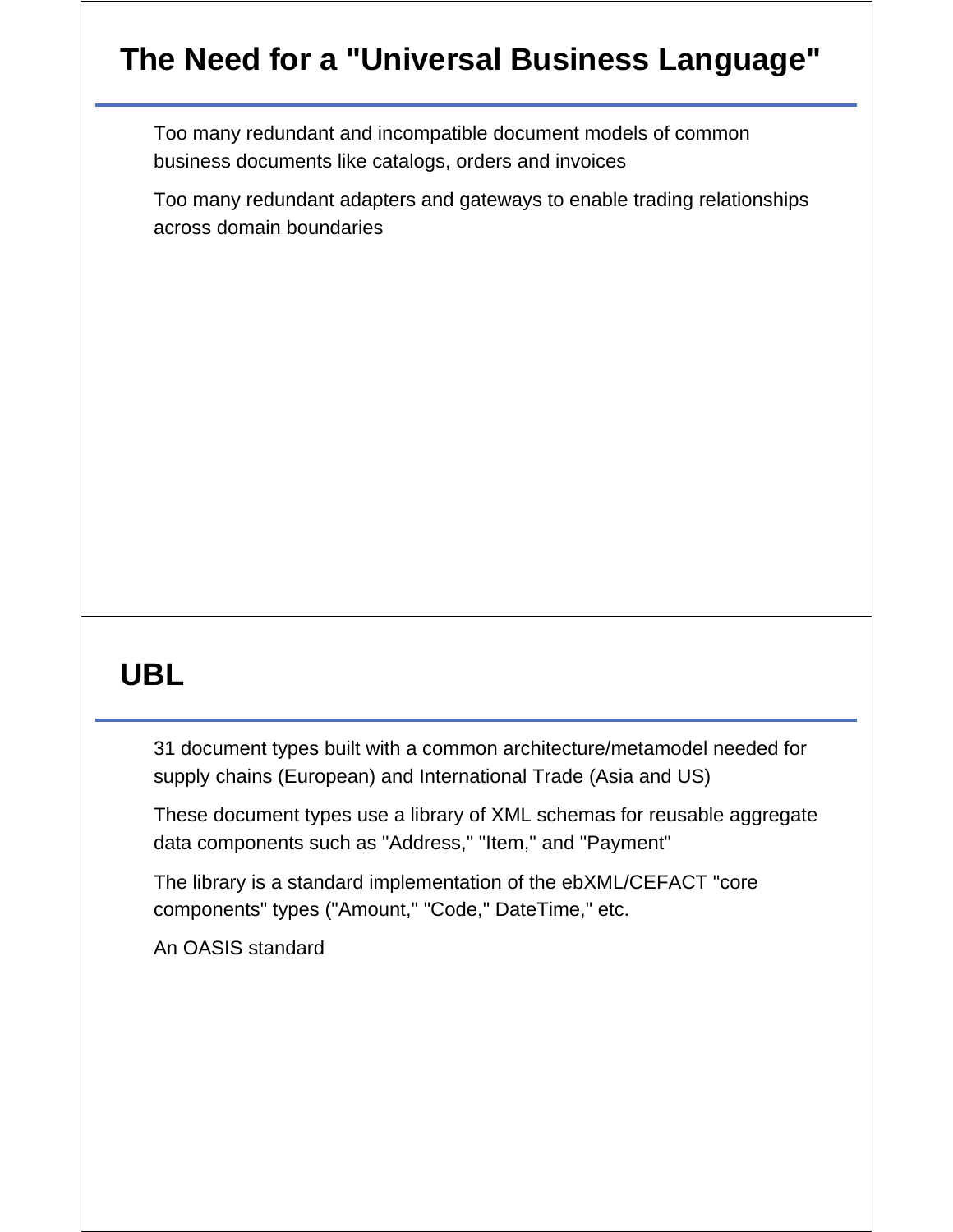## The Need for a "Universal Business Language"

- Too many redundant and incompatible document models of common business documents like catalogs, orders and invoices
- Too many redundant adapters and gateways to enable trading relationships across domain boundaries

## UBL

- 31 document types built with a common architecture/metamodel needed for supply chains (European) and International Trade (Asia and US)
- These document types use a library of XML schemas for reusable aggregate data components such as "Address," "Item," and "Payment"
- The library is a standard implementation of the ebXML/CEFACT "core components" types ("Amount," "Code," DateTime," etc.
- An OASIS standard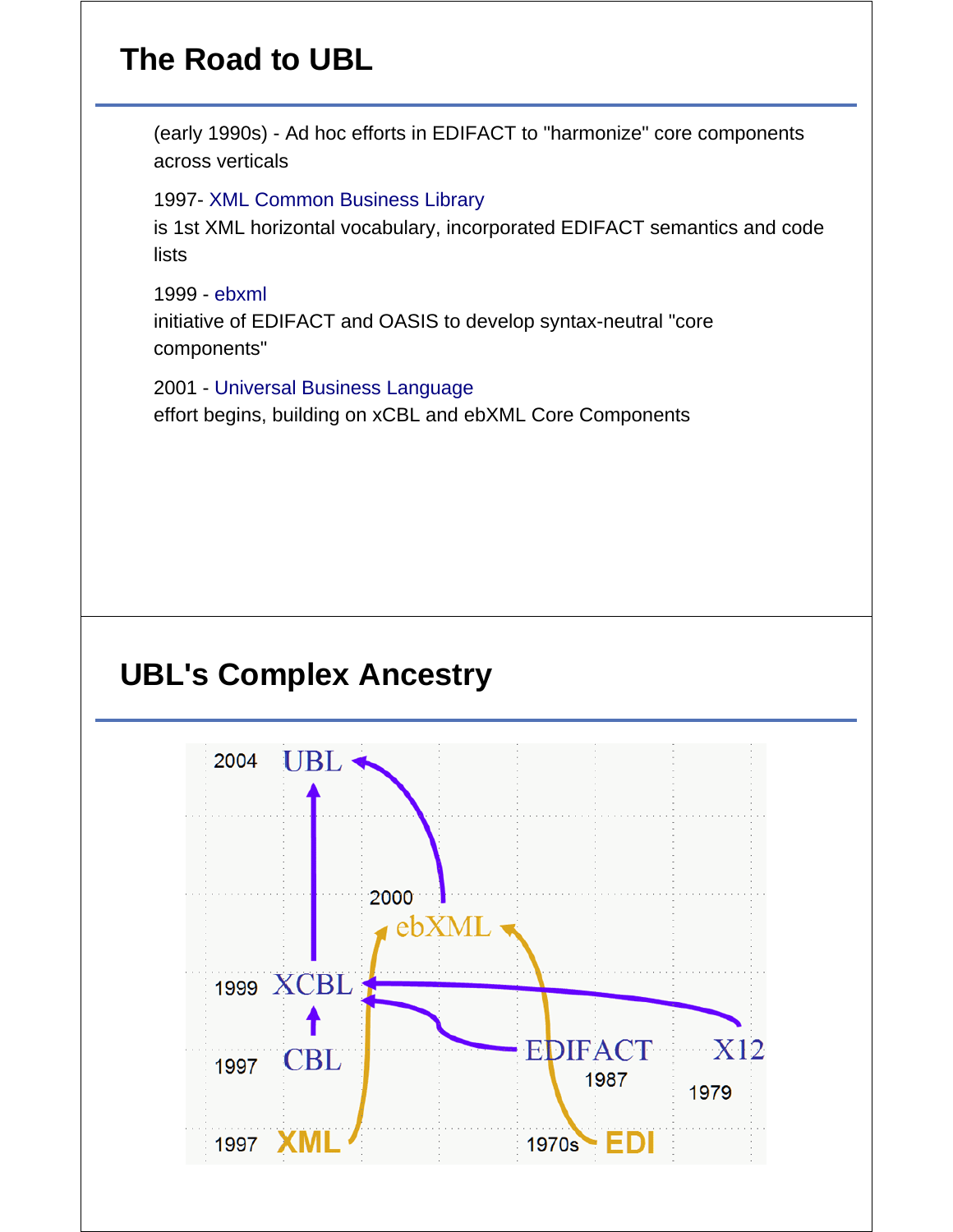## The Road to UBL

(early 1990s) - Ad hoc efforts in EDIFACT to "harmonize" core components across verticals

1997- XML Common Business Library
is 1st XML horizontal vocabulary, incorporated EDIFACT semantics and code lists

1999 - ebxml
initiative of EDIFACT and OASIS to develop syntax-neutral "core components"

2001 - Universal Business Language
effort begins, building on xCBL and ebXML Core Components

## UBL's Complex Ancestry

2004 UBL

2000 ebXML

1999 XCBL

1997 CBL

EDIFACT 1987

X12 1979

1997 XML

1970s EDI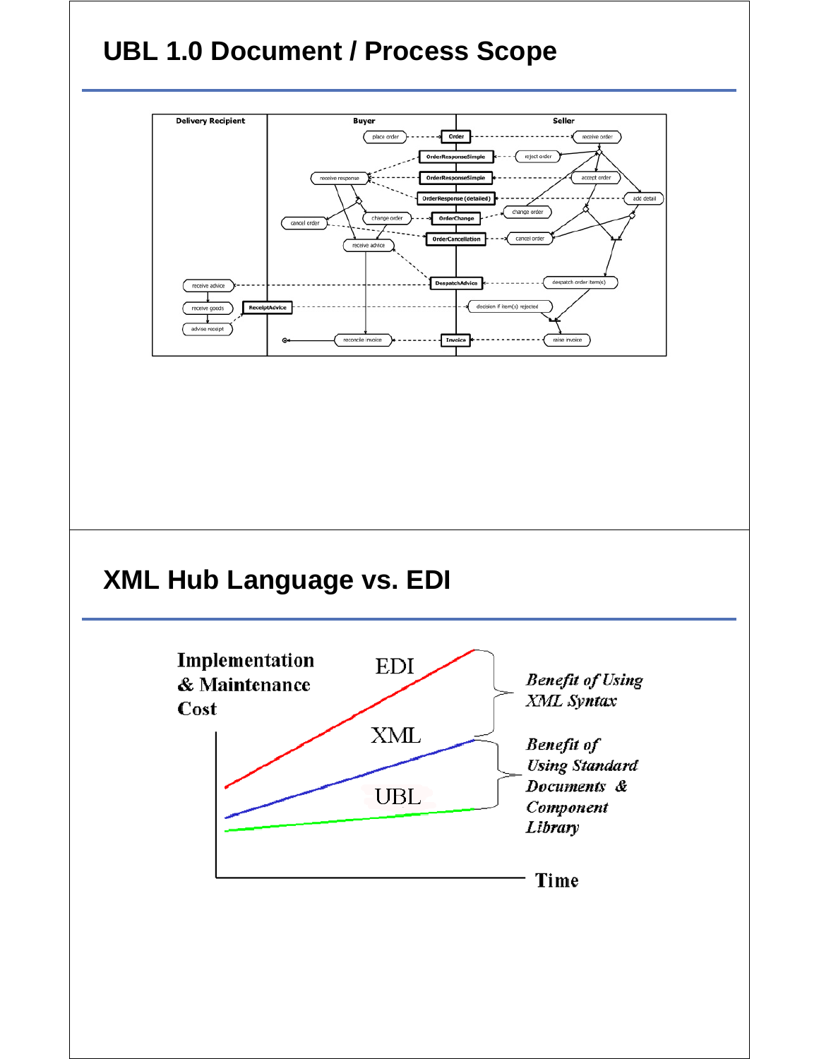## UBL 1.0 Document / Process Scope

Delivery Recipient | Buyer | Seller

place order → Order → receive order

reject order → OrderResponseSimple

accept order → OrderResponseSimple → receive response

add detail → OrderResponse (detailed)

change order → OrderChange → change order

cancel order → OrderCancellation → cancel order

receive advice

despatch order item(s) → DespatchAdvice → receive advice

receive goods → ReceiptAdvice → decision if item(s) rejected

advise receipt

raise invoice → Invoice → reconcile invoice

## XML Hub Language vs. EDI

Implementation & Maintenance Cost

EDI

XML

UBL

Time

*Benefit of Using XML Syntax*

*Benefit of Using Standard Documents & Component Library*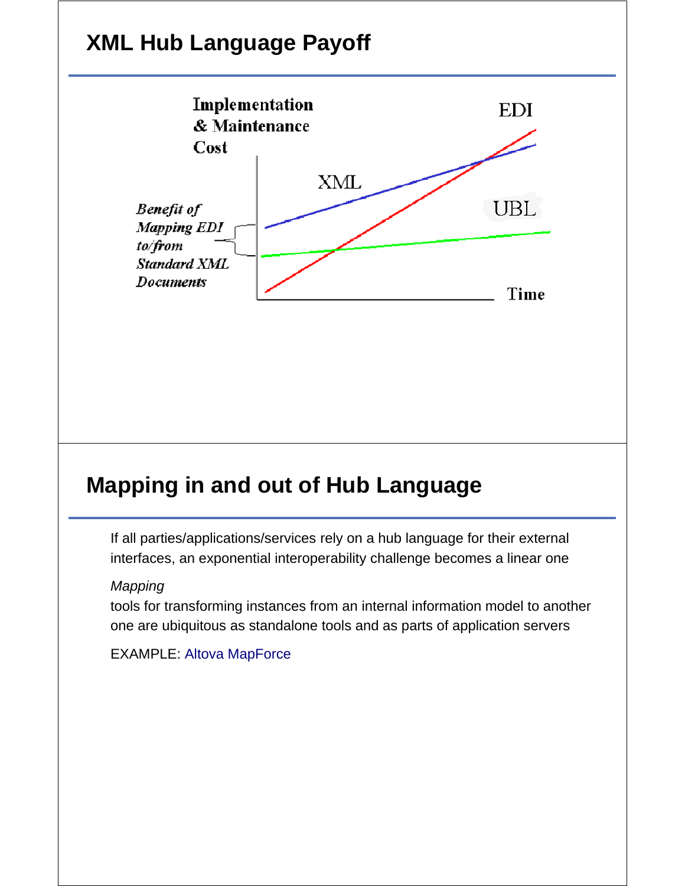## XML Hub Language Payoff

Implementation & Maintenance Cost

EDI

XML

UBL

*Benefit of Mapping EDI to/from Standard XML Documents*

Time

## Mapping in and out of Hub Language

If all parties/applications/services rely on a hub language for their external interfaces, an exponential interoperability challenge becomes a linear one

*Mapping*

tools for transforming instances from an internal information model to another one are ubiquitous as standalone tools and as parts of application servers

EXAMPLE: Altova MapForce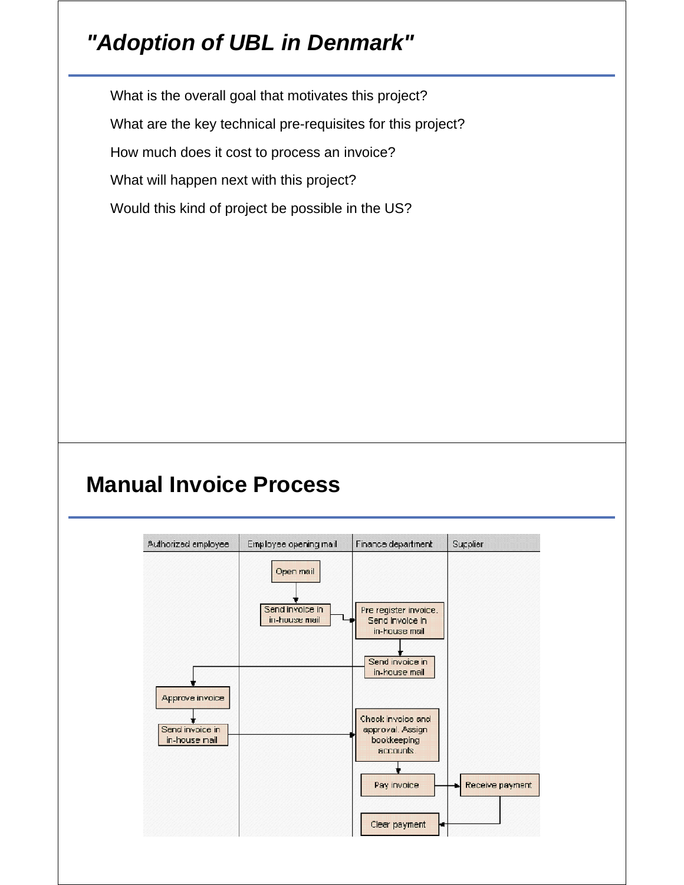## "Adoption of UBL in Denmark"

What is the overall goal that motivates this project?

What are the key technical pre-requisites for this project?

How much does it cost to process an invoice?

What will happen next with this project?

Would this kind of project be possible in the US?

## Manual Invoice Process

| Authorized employee | Employee opening mail | Finance department | Supplier |
|---|---|---|---|
| | Open mail | | |
| | Send invoice in in-house mail | Pre register invoice. Send invoice in in-house mail | |
| | | Send invoice in in-house mail | |
| Approve invoice | | | |
| Send invoice in in-house mail | | Check invoice and approval. Assign bookkeeping accounts. | |
| | | Pay invoice | Receive payment |
| | | Clear payment | |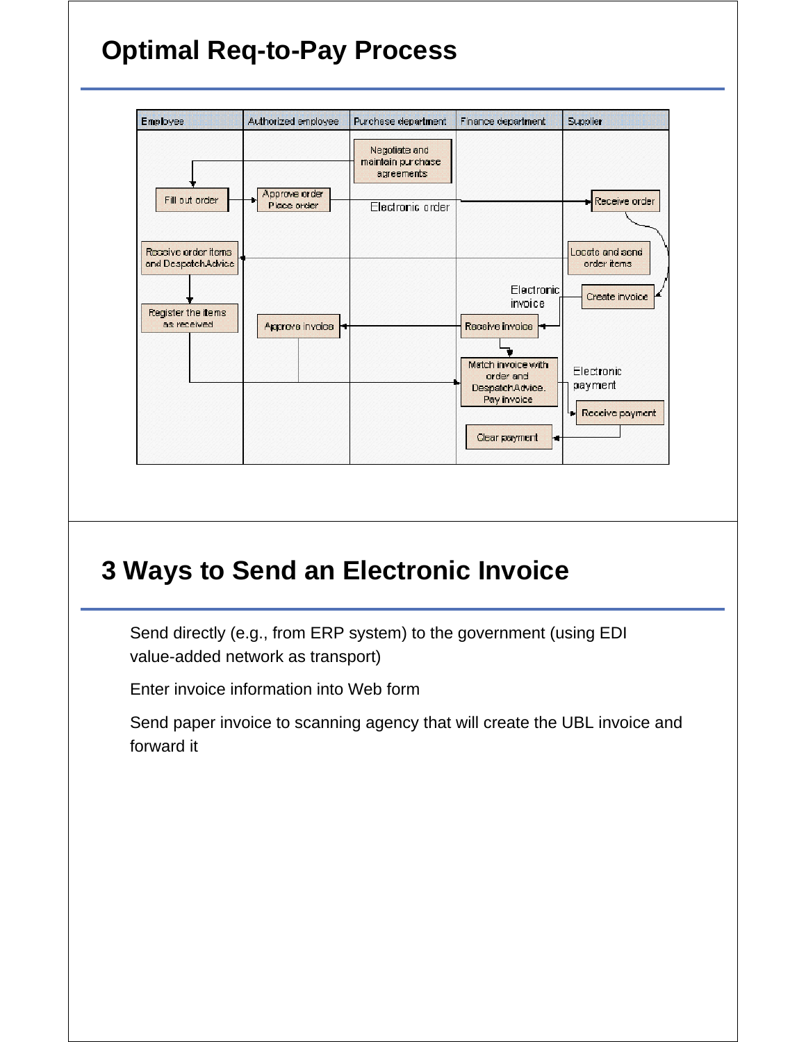## Optimal Req-to-Pay Process

| Employee | Authorized employee | Purchase department | Finance department | Supplier |
| --- | --- | --- | --- | --- |
| | | Negotiate and maintain purchase agreements | | |
| Fill out order | Approve order Place order | Electronic order | | Receive order |
| Receive order items and DespatchAdvice | | | | Locate and send order items |
| | | | Electronic invoice | Create invoice |
| Register the items as received | Approve invoice | | Receive invoice | |
| | | | Match invoice with order and DespatchAdvice. Pay invoice | Electronic payment |
| | | | | Receive payment |
| | | | Clear payment | |

## 3 Ways to Send an Electronic Invoice

- Send directly (e.g., from ERP system) to the government (using EDI value-added network as transport)
- Enter invoice information into Web form
- Send paper invoice to scanning agency that will create the UBL invoice and forward it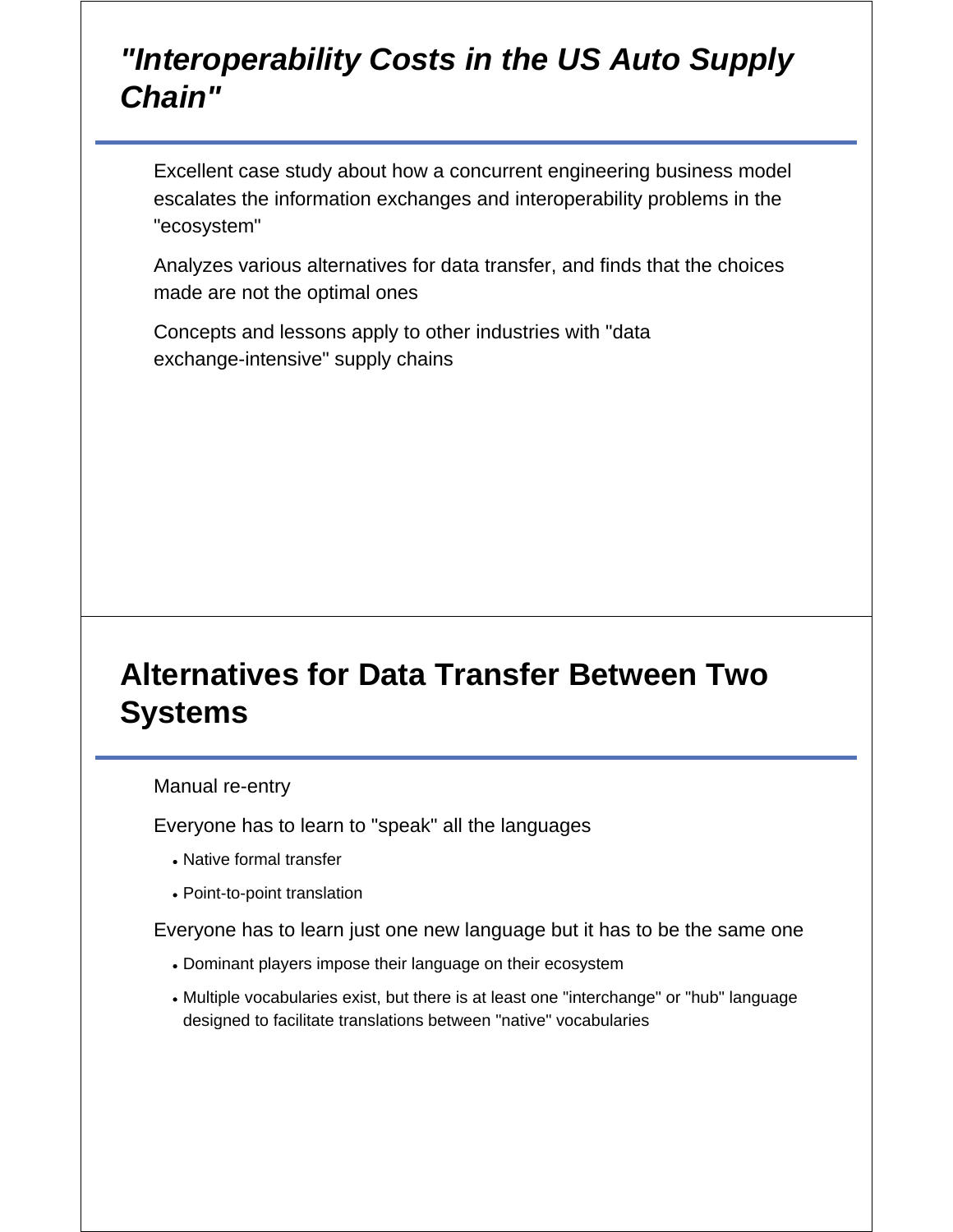## *"Interoperability Costs in the US Auto Supply Chain"*

Excellent case study about how a concurrent engineering business model escalates the information exchanges and interoperability problems in the "ecosystem"

Analyzes various alternatives for data transfer, and finds that the choices made are not the optimal ones

Concepts and lessons apply to other industries with "data exchange-intensive" supply chains

## Alternatives for Data Transfer Between Two Systems

Manual re-entry

Everyone has to learn to "speak" all the languages

- Native formal transfer
- Point-to-point translation

Everyone has to learn just one new language but it has to be the same one

- Dominant players impose their language on their ecosystem
- Multiple vocabularies exist, but there is at least one "interchange" or "hub" language designed to facilitate translations between "native" vocabularies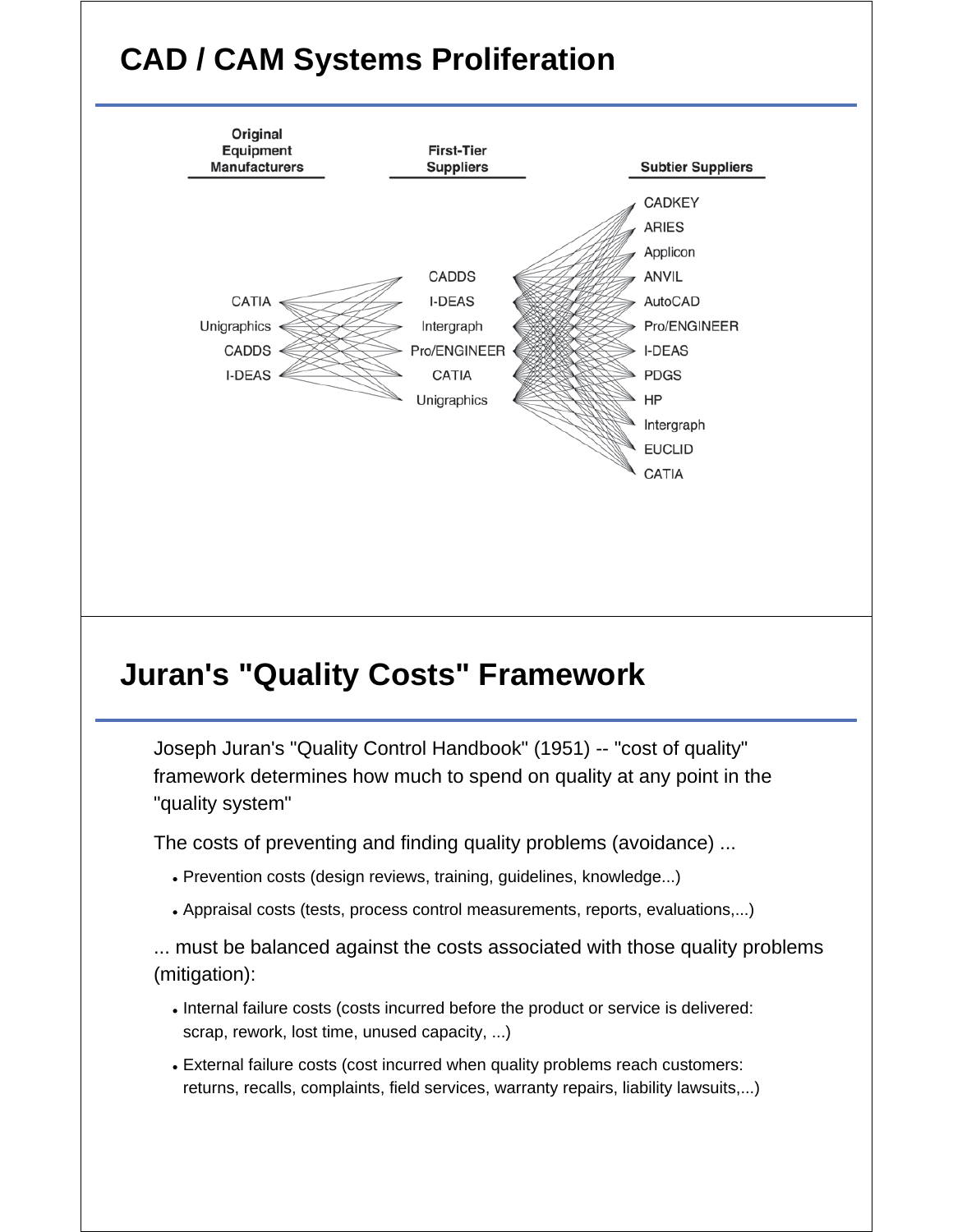## CAD / CAM Systems Proliferation

Original Equipment Manufacturers

- CATIA
- Unigraphics
- CADDS
- I-DEAS

First-Tier Suppliers

- CADDS
- I-DEAS
- Intergraph
- Pro/ENGINEER
- CATIA
- Unigraphics

Subtier Suppliers

- CADKEY
- ARIES
- Applicon
- ANVIL
- AutoCAD
- Pro/ENGINEER
- I-DEAS
- PDGS
- HP
- Intergraph
- EUCLID
- CATIA

## Juran's "Quality Costs" Framework

Joseph Juran's "Quality Control Handbook" (1951) -- "cost of quality" framework determines how much to spend on quality at any point in the "quality system"

The costs of preventing and finding quality problems (avoidance) ...

- Prevention costs (design reviews, training, guidelines, knowledge...)
- Appraisal costs (tests, process control measurements, reports, evaluations,...)

... must be balanced against the costs associated with those quality problems (mitigation):

- Internal failure costs (costs incurred before the product or service is delivered: scrap, rework, lost time, unused capacity, ...)
- External failure costs (cost incurred when quality problems reach customers: returns, recalls, complaints, field services, warranty repairs, liability lawsuits,...)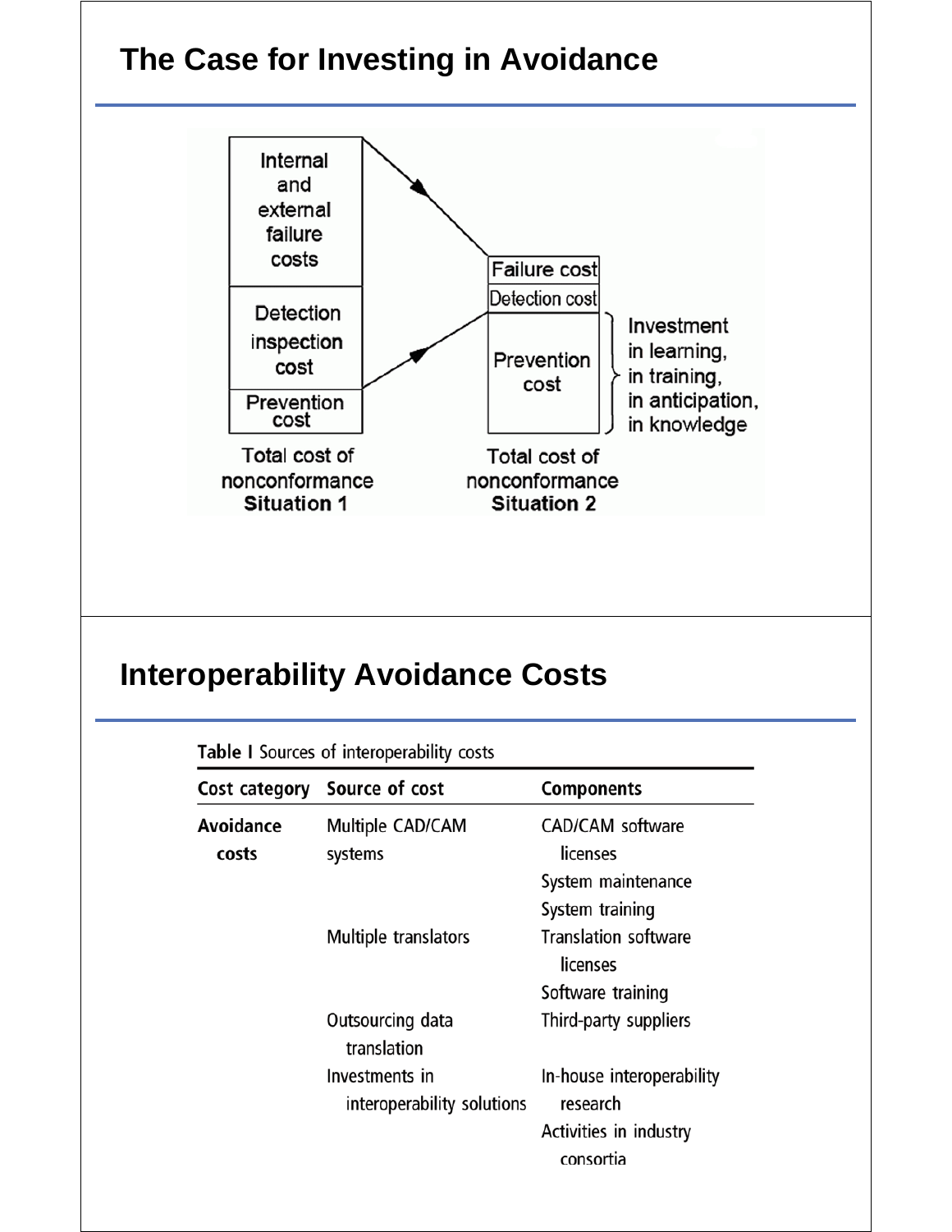## The Case for Investing in Avoidance

Internal and external failure costs

Detection inspection cost

Prevention cost

Total cost of nonconformance **Situation 1**

Failure cost

Detection cost

Prevention cost

Investment in learning, in training, in anticipation, in knowledge

Total cost of nonconformance **Situation 2**

## Interoperability Avoidance Costs

**Table I** Sources of interoperability costs

| Cost category | Source of cost | Components |
|---|---|---|
| **Avoidance costs** | Multiple CAD/CAM systems | CAD/CAM software licenses |
| | | System maintenance |
| | | System training |
| | Multiple translators | Translation software licenses |
| | | Software training |
| | Outsourcing data translation | Third-party suppliers |
| | Investments in interoperability solutions | In-house interoperability research |
| | | Activities in industry consortia |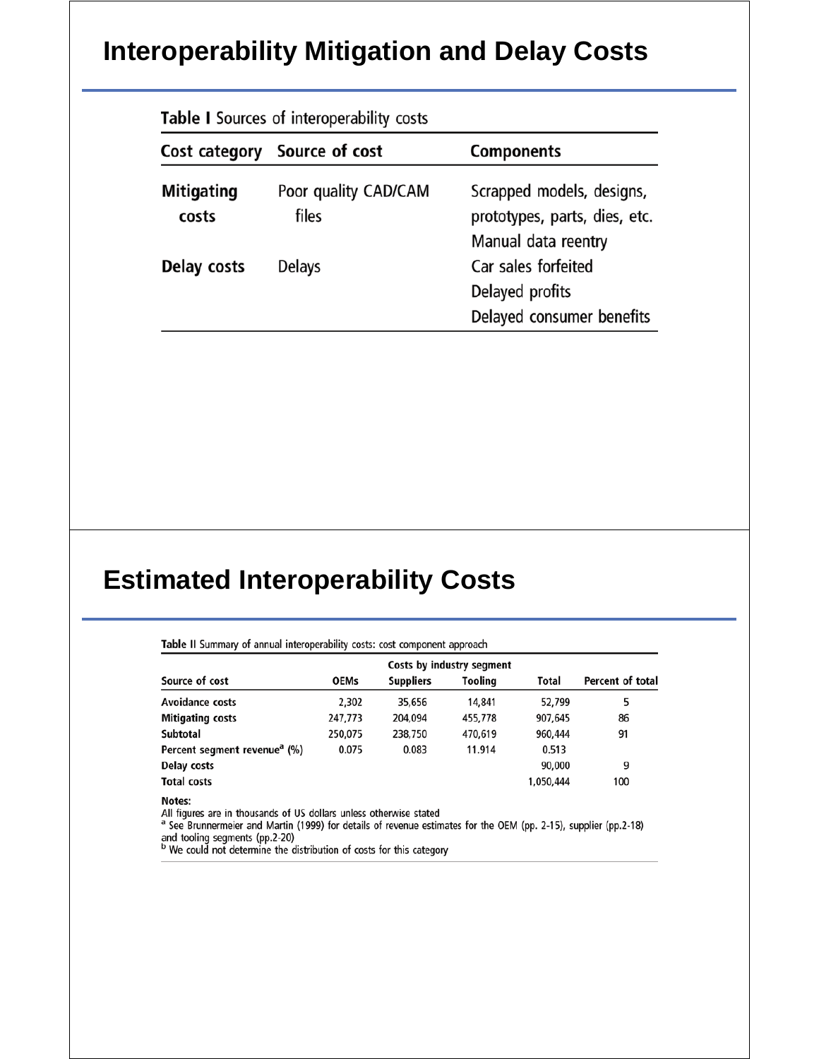# Interoperability Mitigation and Delay Costs

**Table I** Sources of interoperability costs

| Cost category | Source of cost | Components |
|---|---|---|
| **Mitigating costs** | Poor quality CAD/CAM files | Scrapped models, designs, prototypes, parts, dies, etc. |
| | | Manual data reentry |
| **Delay costs** | Delays | Car sales forfeited |
| | | Delayed profits |
| | | Delayed consumer benefits |

# Estimated Interoperability Costs

**Table II** Summary of annual interoperability costs: cost component approach

| Source of cost | Costs by industry segment | | | Total | Percent of total |
|---|---|---|---|---|---|
| | OEMs | Suppliers | Tooling | | |
| Avoidance costs | 2,302 | 35,656 | 14,841 | 52,799 | 5 |
| Mitigating costs | 247,773 | 204,094 | 455,778 | 907,645 | 86 |
| Subtotal | 250,075 | 238,750 | 470,619 | 960,444 | 91 |
| Percent segment revenue[a] (%) | 0.075 | 0.083 | 11.914 | 0.513 | |
| Delay costs | | | | 90,000 | 9 |
| Total costs | | | | 1,050,444 | 100 |

**Notes:**
All figures are in thousands of US dollars unless otherwise stated
[a] See Brunnermeier and Martin (1999) for details of revenue estimates for the OEM (pp. 2-15), supplier (pp.2-18) and tooling segments (pp.2-20)
[b] We could not determine the distribution of costs for this category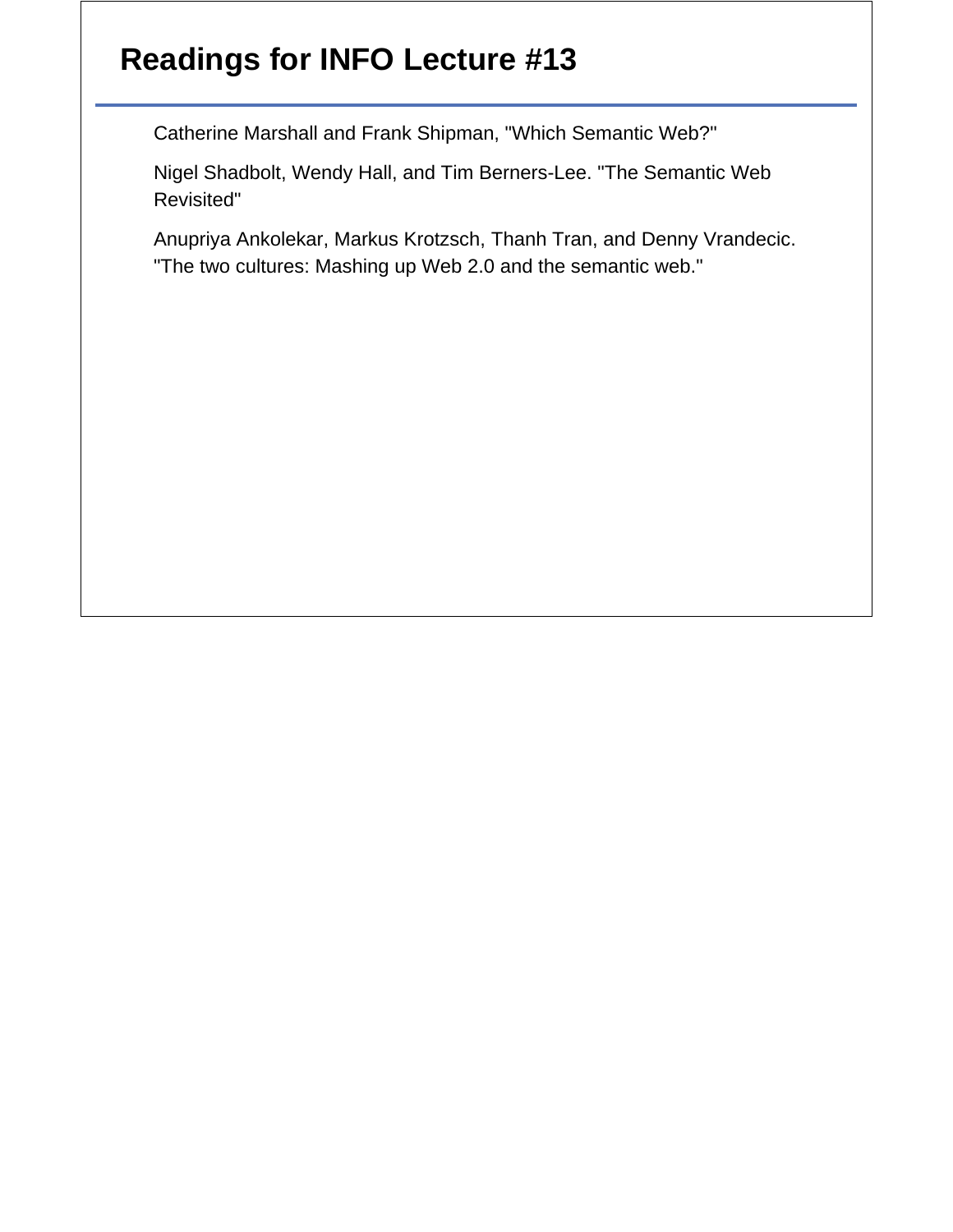# Readings for INFO Lecture #13

Catherine Marshall and Frank Shipman, "Which Semantic Web?"

Nigel Shadbolt, Wendy Hall, and Tim Berners-Lee. "The Semantic Web Revisited"

Anupriya Ankolekar, Markus Krotzsch, Thanh Tran, and Denny Vrandecic. "The two cultures: Mashing up Web 2.0 and the semantic web."